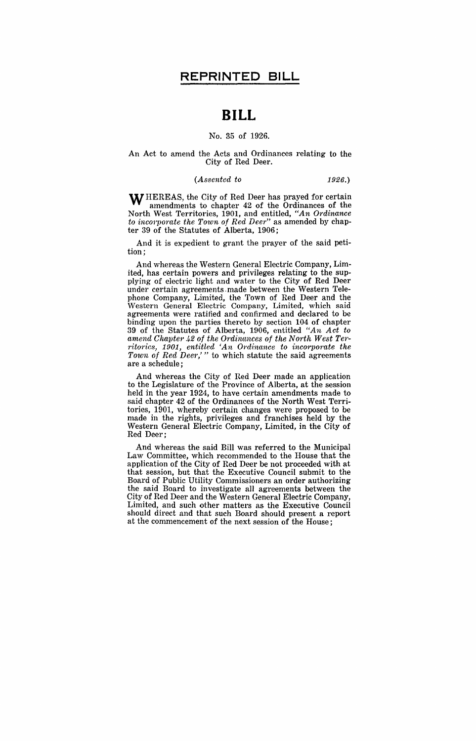# REPRINTED BILL

# BILL

No. 35 of 1926.

An Act to amend the Acts and Ordinances relating to the City of Red Deer.

*(Assented to 1926.)*

WHEREAS, the City of Red Deer has prayed for certain amendments to chapter 42 of the Ordinances of the North West Territories, 1901, and entitled, *"An Ordinance to incorporate the Town of Red Deer"* as amended by chapter 39 of the Statutes of Alberta, 1906;

And it is expedient to grant the prayer of the said petition;

And whereas the Western General Electric Company, Limited, has certain powers and privileges relating to the supplying of electric light and water to the City of Red Deer under certain agreements made between the Western Telephone Company, Limited, the Town of Red Deer and the Western General Electric Company, Limited, which said agreements were ratified and confirmed and declared to be binding upon the parties thereto by section 104 of chapter 39 of the Statutes of Alberta, 1906, entitled *"An Act to amend Chapter 42 of the Ordinances of the North West Territories, 1901, entitled 'An Ordinance to incorporate the Town of Red Deer,'"* to which statute the said agreements are a schedule;

And whereas the City of Red Deer made an application to the Legislature of the Province of Alberta, at the session held in the year 1924, to have certain amendments made to said chapter 42 of the Ordinances of the North West Territories, 1901, whereby certain changes were proposed to be made in the rights, privileges and franchises held by the Western General Electric Company, Limited, in the City of Red Deer;

And whereas the said Bill was referred to the Municipal Law Committee, which recommended to the House that the application of the City of Red Deer be not proceeded with at that session, but that the Executive Council submit to the Board of Public Utility Commissioners an order authorizing the said Board to investigate all agreements between the City of Red Deer and the Western General Electric Company, Limited, and such other matters as the Executive Council should direct and that such Board should present a report at the commencement of the next session of the House;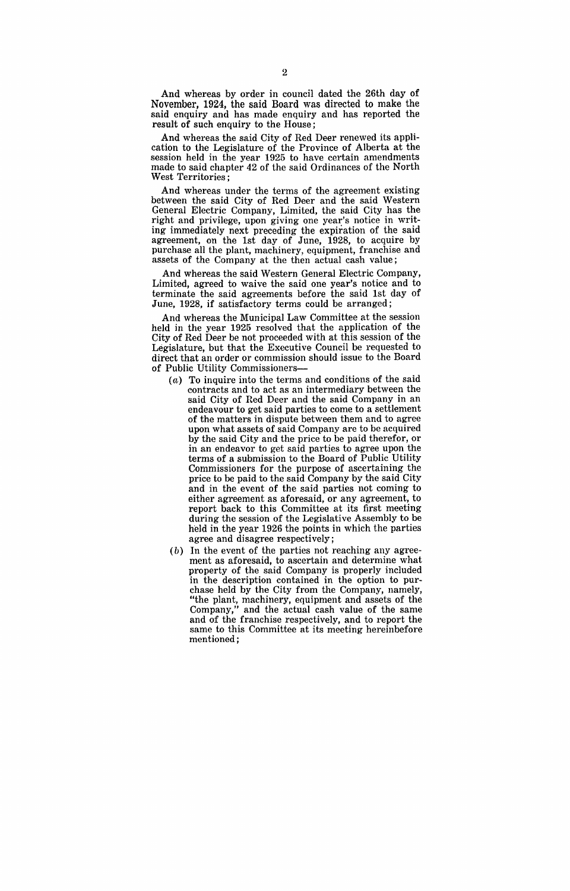And whereas by order in council dated the 26th day of November, 1924, the said Board was directed to make the said enquiry and has made enquiry and has reported the result of such enquiry to the House;

And whereas the said City of Red Deer renewed its application to the Legislature of the Province of Alberta at the session held in the year 1925 to have certain amendments made to said chapter 42 of the said Ordinances of the North West Territories;

And whereas under the terms of the agreement existing between the said City of Red Deer and the said Western General Electric Company, Limited, the said City has the right and privilege, upon giving one year's notice in writing immediately next preceding the expiration of the said agreement, on the 1st day of June, 1928, to acquire by purchase all the plant, machinery, equipment, franchise and assets of the Company at the then actual cash value;

And whereas the said Western General Electric Company, Limited, agreed to waive the said one year's notice and to terminate the said agreements before the said 1st day of June, 1928, if satisfactory terms could be arranged;

And whereas the Municipal Law Committee at the session held in the year 1925 resolved that the application of the City of Red Deer be not proceeded with at this session of the Legislature, but that the Executive Council be requested to direct that an order or commission should issue to the Board of Public Utility Commissioners—

(*a*) To inquire into the terms and conditions of the said contracts and to act as an intermediary between the said City of Red Deer and the said Company in an endeavour to get said parties to come to a settlement of the matters in dispute between them and to agree upon what assets of said Company are to be acquired by the said City and the price to be paid therefor, or in an endeavor to get said parties to agree upon the terms of a submission to the Board of Public Utility Commissioners for the purpose of ascertaining the price to be paid to the said Company by the said City and in the event of the said parties not coming to either agreement as aforesaid, or any agreement, to report back to this Committee at its first meeting during the session of the Legislative Assembly to be held in the year 1926 the points in which the parties agree and disagree respectively;

(*b*) In the event of the parties not reaching any agreement as aforesaid, to ascertain and determine what property of the said Company is properly included in the description contained in the option to purchase held by the City from the Company, namely, "the plant, machinery, equipment and assets of the Company," and the actual cash value of the same and of the franchise respectively, and to report the same to this Committee at its meeting hereinbefore mentioned;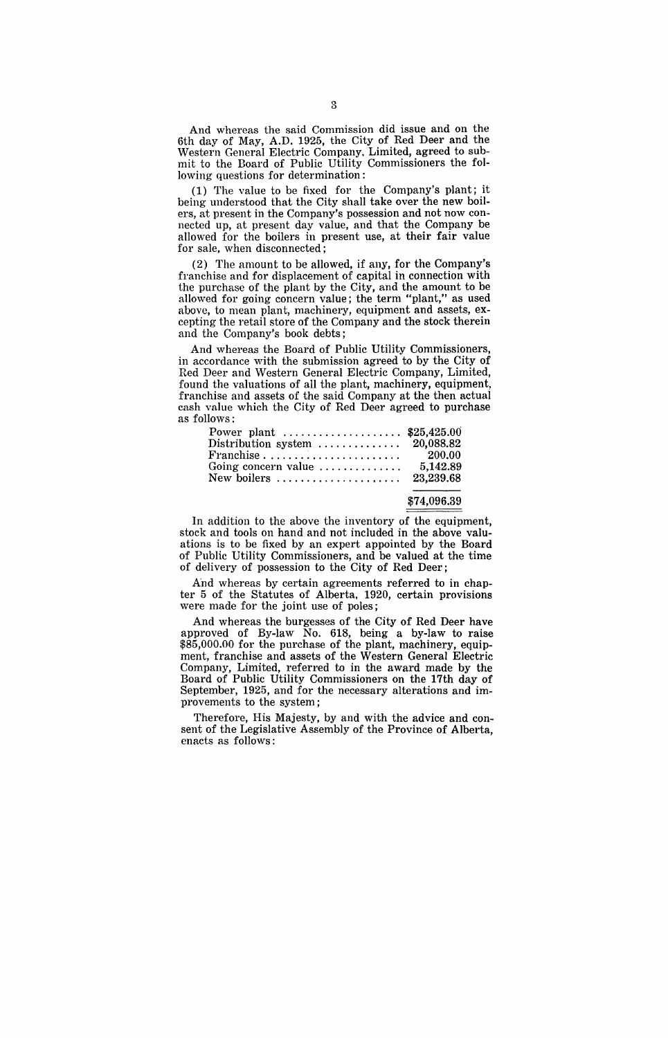And whereas the said Commission did issue and on the 6th day of May, A.D. 1925, the City of Red Deer and the Western General Electric Company, Limited, agreed to submit to the Board of Public Utility Commissioners the following questions for determination:

(1) The value to be fixed for the Company's plant; it being understood that the City shall take over the new boilers, at present in the Company's possession and not now connected up, at present day value, and that the Company be allowed for the boilers in present use, at their fair value for sale, when disconnected;

(2) The amount to be allowed, if any, for the Company's franchise and for displacement of capital in connection with the purchase of the plant by the City, and the amount to be allowed for going concern value; the term "plant," as used above, to mean plant, machinery, equipment and assets, excepting the retail store of the Company and the stock therein and the Company's book debts;

And whereas the Board of Public Utility Commissioners, in accordance with the submission agreed to by the City of Red Deer and Western General Electric Company, Limited, found the valuations of all the plant, machinery, equipment, franchise and assets of the said Company at the then actual cash value which the City of Red Deer agreed to purchase as follows:

| | |
|---|---|
| Power plant | $25,425.00 |
| Distribution system | 20,088.82 |
| Franchise | 200.00 |
| Going concern value | 5,142.89 |
| New boilers | 23,239.68 |
| | $74,096.39 |

In addition to the above the inventory of the equipment, stock and tools on hand and not included in the above valuations is to be fixed by an expert appointed by the Board of Public Utility Commissioners, and be valued at the time of delivery of possession to the City of Red Deer;

And whereas by certain agreements referred to in chapter 5 of the Statutes of Alberta, 1920, certain provisions were made for the joint use of poles;

And whereas the burgesses of the City of Red Deer have approved of By-law No. 618, being a by-law to raise $85,000.00 for the purchase of the plant, machinery, equipment, franchise and assets of the Western General Electric Company, Limited, referred to in the award made by the Board of Public Utility Commissioners on the 17th day of September, 1925, and for the necessary alterations and improvements to the system;

Therefore, His Majesty, by and with the advice and consent of the Legislative Assembly of the Province of Alberta, enacts as follows: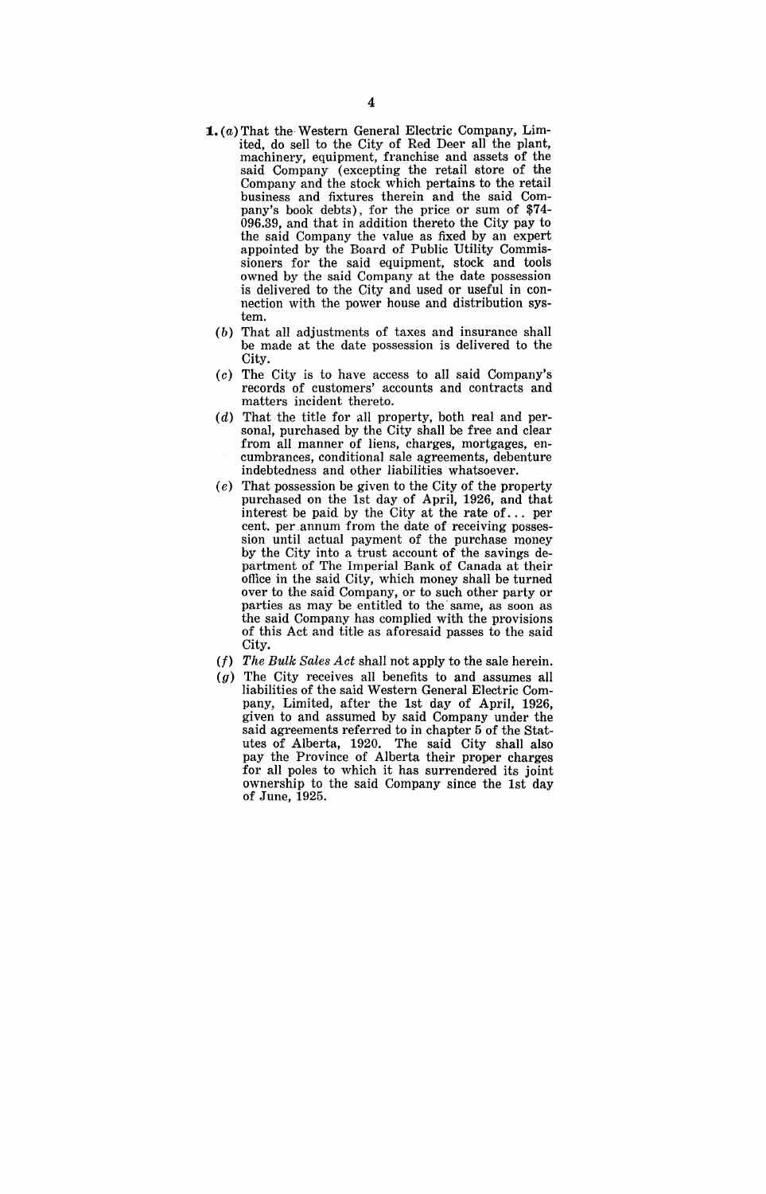**1.** (*a*) That the Western General Electric Company, Limited, do sell to the City of Red Deer all the plant, machinery, equipment, franchise and assets of the said Company (excepting the retail store of the Company and the stock which pertains to the retail business and fixtures therein and the said Company's book debts), for the price or sum of $74-096.39, and that in addition thereto the City pay to the said Company the value as fixed by an expert appointed by the Board of Public Utility Commissioners for the said equipment, stock and tools owned by the said Company at the date possession is delivered to the City and used or useful in connection with the power house and distribution system.

(*b*) That all adjustments of taxes and insurance shall be made at the date possession is delivered to the City.

(*c*) The City is to have access to all said Company's records of customers' accounts and contracts and matters incident thereto.

(*d*) That the title for all property, both real and personal, purchased by the City shall be free and clear from all manner of liens, charges, mortgages, encumbrances, conditional sale agreements, debenture indebtedness and other liabilities whatsoever.

(*e*) That possession be given to the City of the property purchased on the 1st day of April, 1926, and that interest be paid by the City at the rate of... per cent. per annum from the date of receiving possession until actual payment of the purchase money by the City into a trust account of the savings department of The Imperial Bank of Canada at their office in the said City, which money shall be turned over to the said Company, or to such other party or parties as may be entitled to the same, as soon as the said Company has complied with the provisions of this Act and title as aforesaid passes to the said City.

(*f*) *The Bulk Sales Act* shall not apply to the sale herein.

(*g*) The City receives all benefits to and assumes all liabilities of the said Western General Electric Company, Limited, after the 1st day of April, 1926, given to and assumed by said Company under the said agreements referred to in chapter 5 of the Statutes of Alberta, 1920. The said City shall also pay the Province of Alberta their proper charges for all poles to which it has surrendered its joint ownership to the said Company since the 1st day of June, 1925.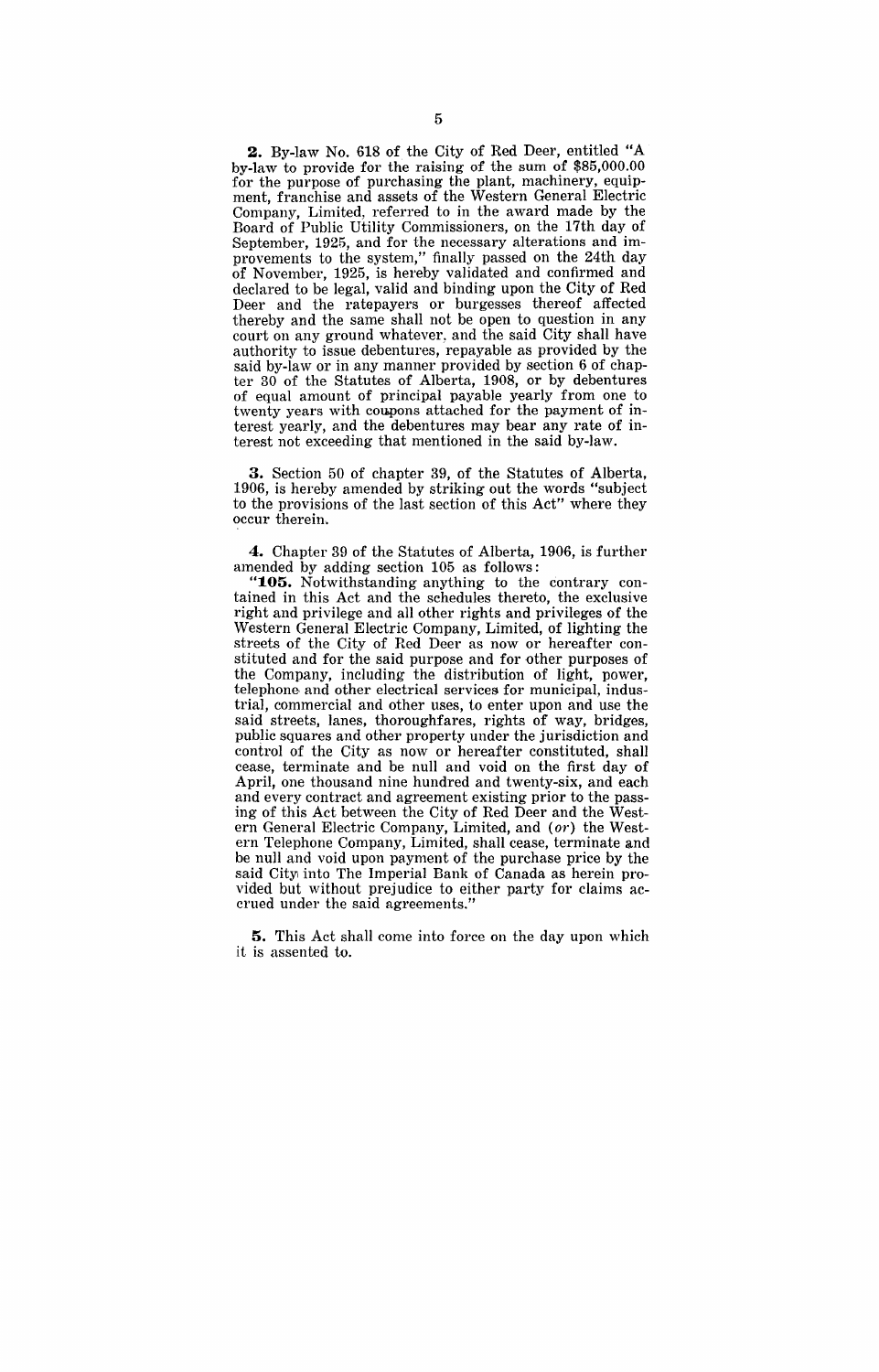**2.** By-law No. 618 of the City of Red Deer, entitled "A by-law to provide for the raising of the sum of $85,000.00 for the purpose of purchasing the plant, machinery, equipment, franchise and assets of the Western General Electric Company, Limited, referred to in the award made by the Board of Public Utility Commissioners, on the 17th day of September, 1925, and for the necessary alterations and improvements to the system," finally passed on the 24th day of November, 1925, is hereby validated and confirmed and declared to be legal, valid and binding upon the City of Red Deer and the ratepayers or burgesses thereof affected thereby and the same shall not be open to question in any court on any ground whatever, and the said City shall have authority to issue debentures, repayable as provided by the said by-law or in any manner provided by section 6 of chapter 30 of the Statutes of Alberta, 1908, or by debentures of equal amount of principal payable yearly from one to twenty years with coupons attached for the payment of interest yearly, and the debentures may bear any rate of interest not exceeding that mentioned in the said by-law.

**3.** Section 50 of chapter 39, of the Statutes of Alberta, 1906, is hereby amended by striking out the words "subject to the provisions of the last section of this Act" where they occur therein.

**4.** Chapter 39 of the Statutes of Alberta, 1906, is further amended by adding section 105 as follows:

"**105.** Notwithstanding anything to the contrary contained in this Act and the schedules thereto, the exclusive right and privilege and all other rights and privileges of the Western General Electric Company, Limited, of lighting the streets of the City of Red Deer as now or hereafter constituted and for the said purpose and for other purposes of the Company, including the distribution of light, power, telephone and other electrical services for municipal, industrial, commercial and other uses, to enter upon and use the said streets, lanes, thoroughfares, rights of way, bridges, public squares and other property under the jurisdiction and control of the City as now or hereafter constituted, shall cease, terminate and be null and void on the first day of April, one thousand nine hundred and twenty-six, and each and every contract and agreement existing prior to the passing of this Act between the City of Red Deer and the Western General Electric Company, Limited, and (*or*) the Western Telephone Company, Limited, shall cease, terminate and be null and void upon payment of the purchase price by the said City into The Imperial Bank of Canada as herein provided but without prejudice to either party for claims accrued under the said agreements."

**5.** This Act shall come into force on the day upon which it is assented to.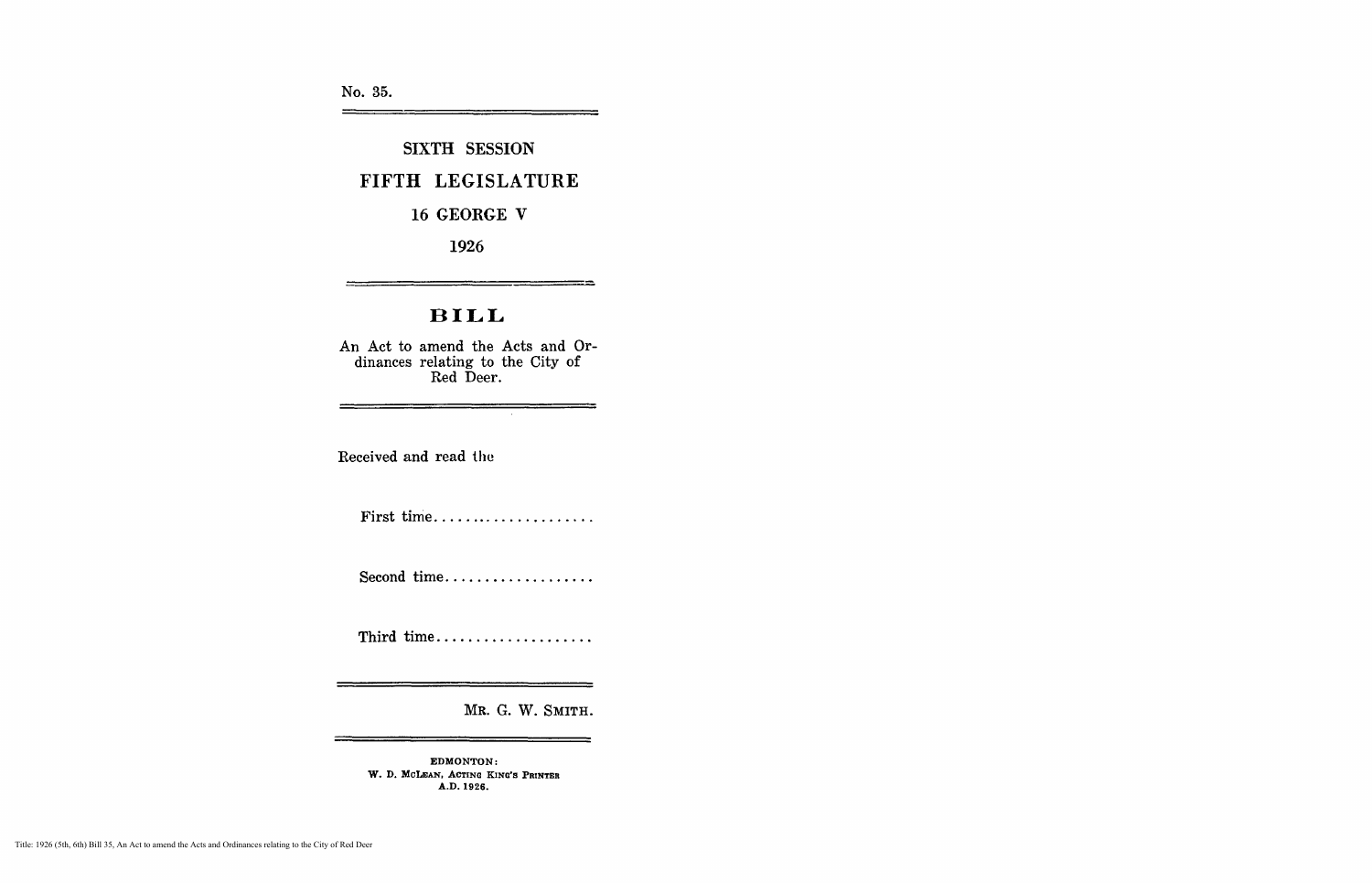No. 35.

## SIXTH SESSION

## FIFTH LEGISLATURE

### 16 GEORGE V

### 1926

# BILL

An Act to amend the Acts and Ordinances relating to the City of Red Deer.

Received and read the

First time....................

Second time..................

Third time...................

MR. G. W. SMITH.

EDMONTON:
W. D. McLEAN, ACTING KING'S PRINTER
A.D. 1926.